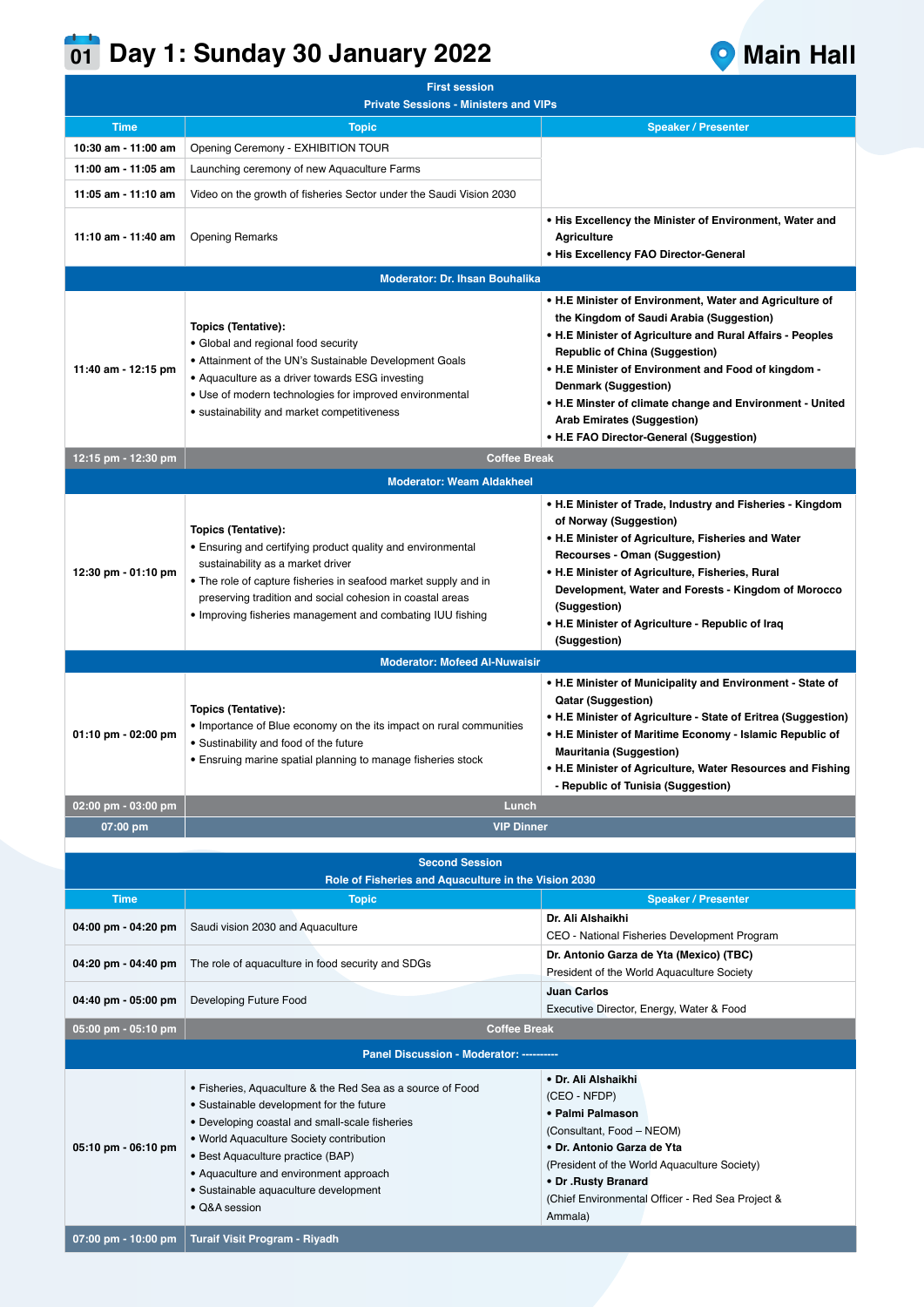# 01 Day 1: Sunday 30 January 2022

## Main Hall

| First session<br>Private Sessions - Ministers and VIPs | | |
|---|---|---|
| **Time** | **Topic** | **Speaker / Presenter** |
| 10:30 am - 11:00 am | Opening Ceremony - EXHIBITION TOUR | |
| 11:00 am - 11:05 am | Launching ceremony of new Aquaculture Farms | |
| 11:05 am - 11:10 am | Video on the growth of fisheries Sector under the Saudi Vision 2030 | |
| 11:10 am - 11:40 am | Opening Remarks | • His Excellency the Minister of Environment, Water and Agriculture<br>• His Excellency FAO Director-General |
| **Moderator: Dr. Ihsan Bouhalika** | | |
| 11:40 am - 12:15 pm | **Topics (Tentative):**<br>• Global and regional food security<br>• Attainment of the UN's Sustainable Development Goals<br>• Aquaculture as a driver towards ESG investing<br>• Use of modern technologies for improved environmental<br>• sustainability and market competitiveness | • H.E Minister of Environment, Water and Agriculture of the Kingdom of Saudi Arabia (Suggestion)<br>• H.E Minister of Agriculture and Rural Affairs - Peoples Republic of China (Suggestion)<br>• H.E Minister of Environment and Food of kingdom - Denmark (Suggestion)<br>• H.E Minster of climate change and Environment - United Arab Emirates (Suggestion)<br>• H.E FAO Director-General (Suggestion) |
| 12:15 pm - 12:30 pm | Coffee Break | |
| **Moderator: Weam Aldakheel** | | |
| 12:30 pm - 01:10 pm | **Topics (Tentative):**<br>• Ensuring and certifying product quality and environmental sustainability as a market driver<br>• The role of capture fisheries in seafood market supply and in preserving tradition and social cohesion in coastal areas<br>• Improving fisheries management and combating IUU fishing | • H.E Minister of Trade, Industry and Fisheries - Kingdom of Norway (Suggestion)<br>• H.E Minister of Agriculture, Fisheries and Water Recourses - Oman (Suggestion)<br>• H.E Minister of Agriculture, Fisheries, Rural Development, Water and Forests - Kingdom of Morocco (Suggestion)<br>• H.E Minister of Agriculture - Republic of Iraq (Suggestion) |
| **Moderator: Mofeed Al-Nuwaisir** | | |
| 01:10 pm - 02:00 pm | **Topics (Tentative):**<br>• Importance of Blue economy on the its impact on rural communities<br>• Sustainability and food of the future<br>• Ensruing marine spatial planning to manage fisheries stock | • H.E Minister of Municipality and Environment - State of Qatar (Suggestion)<br>• H.E Minister of Agriculture - State of Eritrea (Suggestion)<br>• H.E Minister of Maritime Economy - Islamic Republic of Mauritania (Suggestion)<br>• H.E Minister of Agriculture, Water Resources and Fishing - Republic of Tunisia (Suggestion) |
| 02:00 pm - 03:00 pm | Lunch | |
| 07:00 pm | VIP Dinner | |

| Second Session<br>Role of Fisheries and Aquaculture in the Vision 2030 | | |
|---|---|---|
| **Time** | **Topic** | **Speaker / Presenter** |
| 04:00 pm - 04:20 pm | Saudi vision 2030 and Aquaculture | **Dr. Ali Alshaikhi**<br>CEO - National Fisheries Development Program |
| 04:20 pm - 04:40 pm | The role of aquaculture in food security and SDGs | **Dr. Antonio Garza de Yta (Mexico) (TBC)**<br>President of the World Aquaculture Society |
| 04:40 pm - 05:00 pm | Developing Future Food | **Juan Carlos**<br>Executive Director, Energy, Water & Food |
| 05:00 pm - 05:10 pm | Coffee Break | |
| **Panel Discussion - Moderator: ----------** | | |
| 05:10 pm - 06:10 pm | • Fisheries, Aquaculture & the Red Sea as a source of Food<br>• Sustainable development for the future<br>• Developing coastal and small-scale fisheries<br>• World Aquaculture Society contribution<br>• Best Aquaculture practice (BAP)<br>• Aquaculture and environment approach<br>• Sustainable aquaculture development<br>• Q&A session | • **Dr. Ali Alshaikhi**<br>(CEO - NFDP)<br>• **Palmi Palmason**<br>(Consultant, Food – NEOM)<br>• **Dr. Antonio Garza de Yta**<br>(President of the World Aquaculture Society)<br>• **Dr .Rusty Branard**<br>(Chief Environmental Officer - Red Sea Project & Ammala) |
| 07:00 pm - 10:00 pm | Turaif Visit Program - Riyadh | |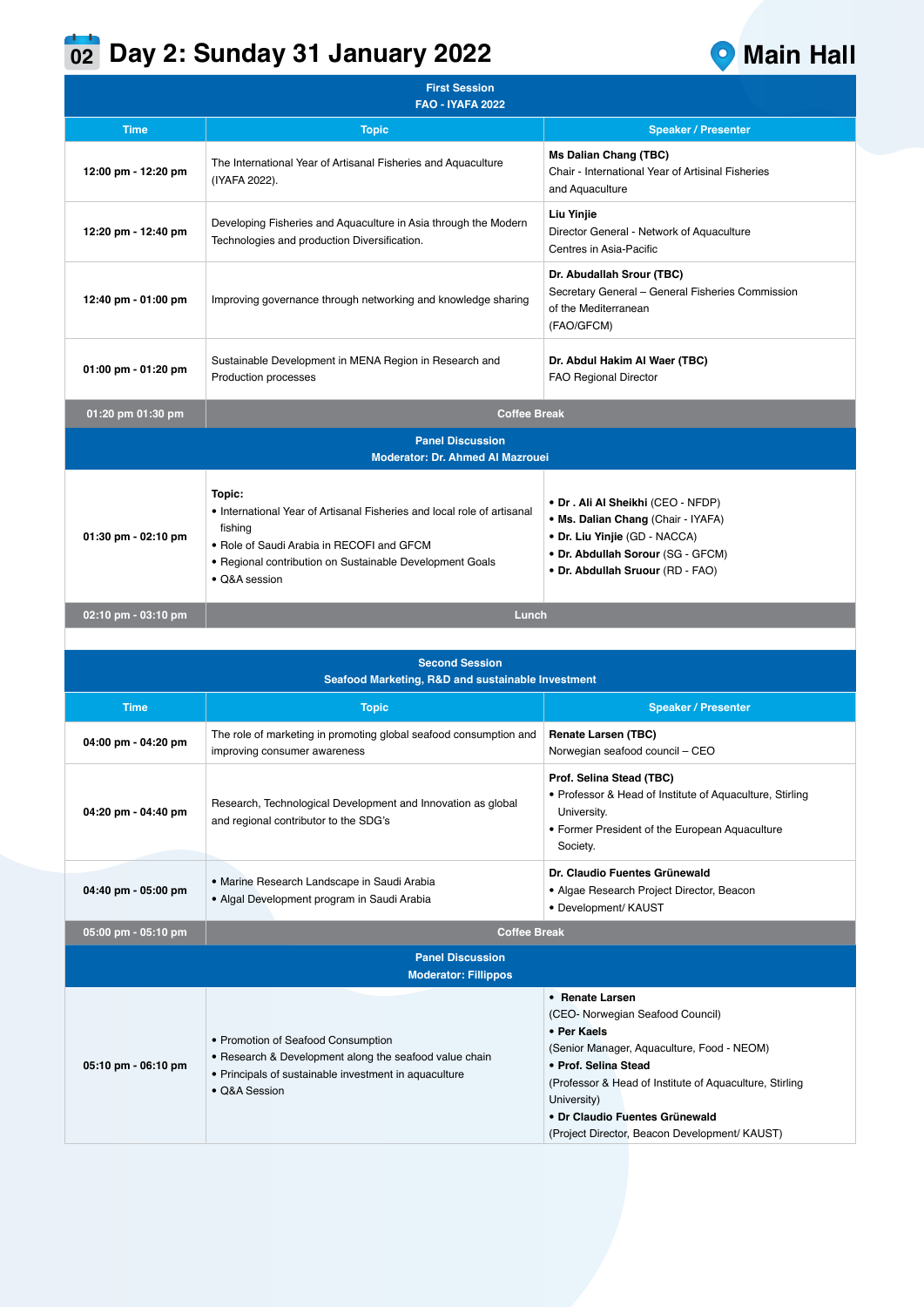# 02 Day 2: Sunday 31 January 2022

**Main Hall**

| First Session<br>FAO - IYAFA 2022 | | |
|---|---|---|
| **Time** | **Topic** | **Speaker / Presenter** |
| **12:00 pm - 12:20 pm** | The International Year of Artisanal Fisheries and Aquaculture (IYAFA 2022). | **Ms Dalian Chang (TBC)**<br>Chair - International Year of Artisinal Fisheries and Aquaculture |
| **12:20 pm - 12:40 pm** | Developing Fisheries and Aquaculture in Asia through the Modern Technologies and production Diversification. | **Liu Yinjie**<br>Director General - Network of Aquaculture Centres in Asia-Pacific |
| **12:40 pm - 01:00 pm** | Improving governance through networking and knowledge sharing | **Dr. Abudallah Srour (TBC)**<br>Secretary General – General Fisheries Commission of the Mediterranean (FAO/GFCM) |
| **01:00 pm - 01:20 pm** | Sustainable Development in MENA Region in Research and Production processes | **Dr. Abdul Hakim Al Waer (TBC)**<br>FAO Regional Director |
| **01:20 pm 01:30 pm** | **Coffee Break** | |
| **Panel Discussion<br>Moderator: Dr. Ahmed Al Mazrouei** | | |
| **01:30 pm - 02:10 pm** | **Topic:**<br>• International Year of Artisanal Fisheries and local role of artisanal fishing<br>• Role of Saudi Arabia in RECOFI and GFCM<br>• Regional contribution on Sustainable Development Goals<br>• Q&A session | • **Dr . Ali Al Sheikhi** (CEO - NFDP)<br>• **Ms. Dalian Chang** (Chair - IYAFA)<br>• **Dr. Liu Yinjie** (GD - NACCA)<br>• **Dr. Abdullah Sorour** (SG - GFCM)<br>• **Dr. Abdullah Sruour** (RD - FAO) |
| **02:10 pm - 03:10 pm** | **Lunch** | |

| Second Session<br>Seafood Marketing, R&D and sustainable Investment | | |
|---|---|---|
| **Time** | **Topic** | **Speaker / Presenter** |
| **04:00 pm - 04:20 pm** | The role of marketing in promoting global seafood consumption and improving consumer awareness | **Renate Larsen (TBC)**<br>Norwegian seafood council – CEO |
| **04:20 pm - 04:40 pm** | Research, Technological Development and Innovation as global and regional contributor to the SDG's | **Prof. Selina Stead (TBC)**<br>• Professor & Head of Institute of Aquaculture, Stirling University.<br>• Former President of the European Aquaculture Society. |
| **04:40 pm - 05:00 pm** | • Marine Research Landscape in Saudi Arabia<br>• Algal Development program in Saudi Arabia | **Dr. Claudio Fuentes Grünewald**<br>• Algae Research Project Director, Beacon<br>• Development/ KAUST |
| **05:00 pm - 05:10 pm** | **Coffee Break** | |
| **Panel Discussion<br>Moderator: Fillippos** | | |
| **05:10 pm - 06:10 pm** | • Promotion of Seafood Consumption<br>• Research & Development along the seafood value chain<br>• Principals of sustainable investment in aquaculture<br>• Q&A Session | • **Renate Larsen**<br>(CEO- Norwegian Seafood Council)<br>• **Per Kaels**<br>(Senior Manager, Aquaculture, Food - NEOM)<br>• **Prof. Selina Stead**<br>(Professor & Head of Institute of Aquaculture, Stirling University)<br>• **Dr Claudio Fuentes Grünewald**<br>(Project Director, Beacon Development/ KAUST) |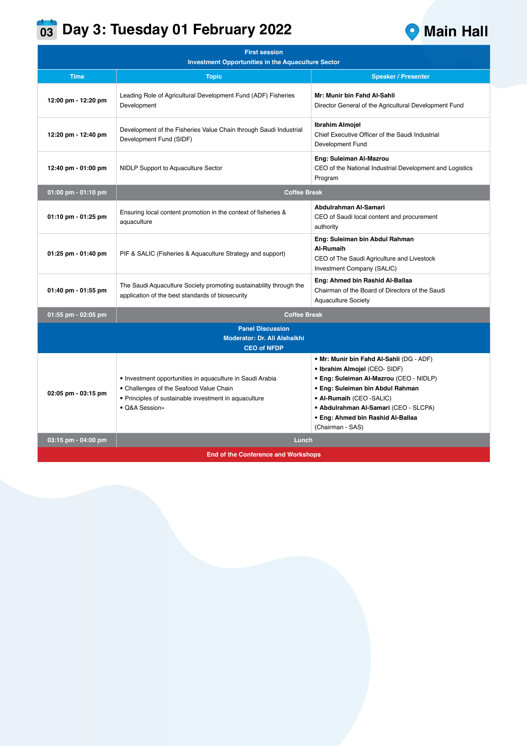# Day 3: Tuesday 01 February 2022

**Main Hall**

**First session**
**Investment Opportunities in the Aquaculture Sector**

| Time | Topic | Speaker / Presenter |
|---|---|---|
| **12:00 pm - 12:20 pm** | Leading Role of Agricultural Development Fund (ADF) Fisheries Development | **Mr: Munir bin Fahd Al-Sahli** Director General of the Agricultural Development Fund |
| **12:20 pm - 12:40 pm** | Development of the Fisheries Value Chain through Saudi Industrial Development Fund (SIDF) | **Ibrahim Almojel** Chief Executive Officer of the Saudi Industrial Development Fund |
| **12:40 pm - 01:00 pm** | NIDLP Support to Aquaculture Sector | **Eng: Suleiman Al-Mazrou** CEO of the National Industrial Development and Logistics Program |
| **01:00 pm - 01:10 pm** | **Coffee Break** | |
| **01:10 pm - 01:25 pm** | Ensuring local content promotion in the context of fisheries & aquaculture | **Abdulrahman Al-Samari** CEO of Saudi local content and procurement authority |
| **01:25 pm - 01:40 pm** | PIF & SALIC (Fisheries & Aquaculture Strategy and support) | **Eng: Suleiman bin Abdul Rahman Al-Rumaih** CEO of The Saudi Agriculture and Livestock Investment Company (SALIC) |
| **01:40 pm - 01:55 pm** | The Saudi Aquaculture Society promoting sustainability through the application of the best standards of biosecurity | **Eng: Ahmed bin Rashid Al-Ballaa** Chairman of the Board of Directors of the Saudi Aquaculture Society |
| **01:55 pm - 02:05 pm** | **Coffee Break** | |
| **Panel Discussion**<br>**Moderator: Dr. Ali Alshaikhi**<br>**CEO of NFDP** | | |
| **02:05 pm - 03:15 pm** | • Investment opportunities in aquaculture in Saudi Arabia<br>• Challenges of the Seafood Value Chain<br>• Principles of sustainable investment in aquaculture<br>• Q&A Session» | • **Mr: Munir bin Fahd Al-Sahli** (DG - ADF)<br>• **Ibrahim Almojel** (CEO- SIDF)<br>• **Eng: Suleiman Al-Mazrou** (CEO - NIDLP)<br>• **Eng: Suleiman bin Abdul Rahman**<br>• **Al-Rumaih** (CEO -SALIC)<br>• **Abdulrahman Al-Samari** (CEO - SLCPA)<br>• **Eng: Ahmed bin Rashid Al-Ballaa** (Chairman - SAS) |
| **03:15 pm - 04:00 pm** | **Lunch** | |

**End of the Conference and Workshops**